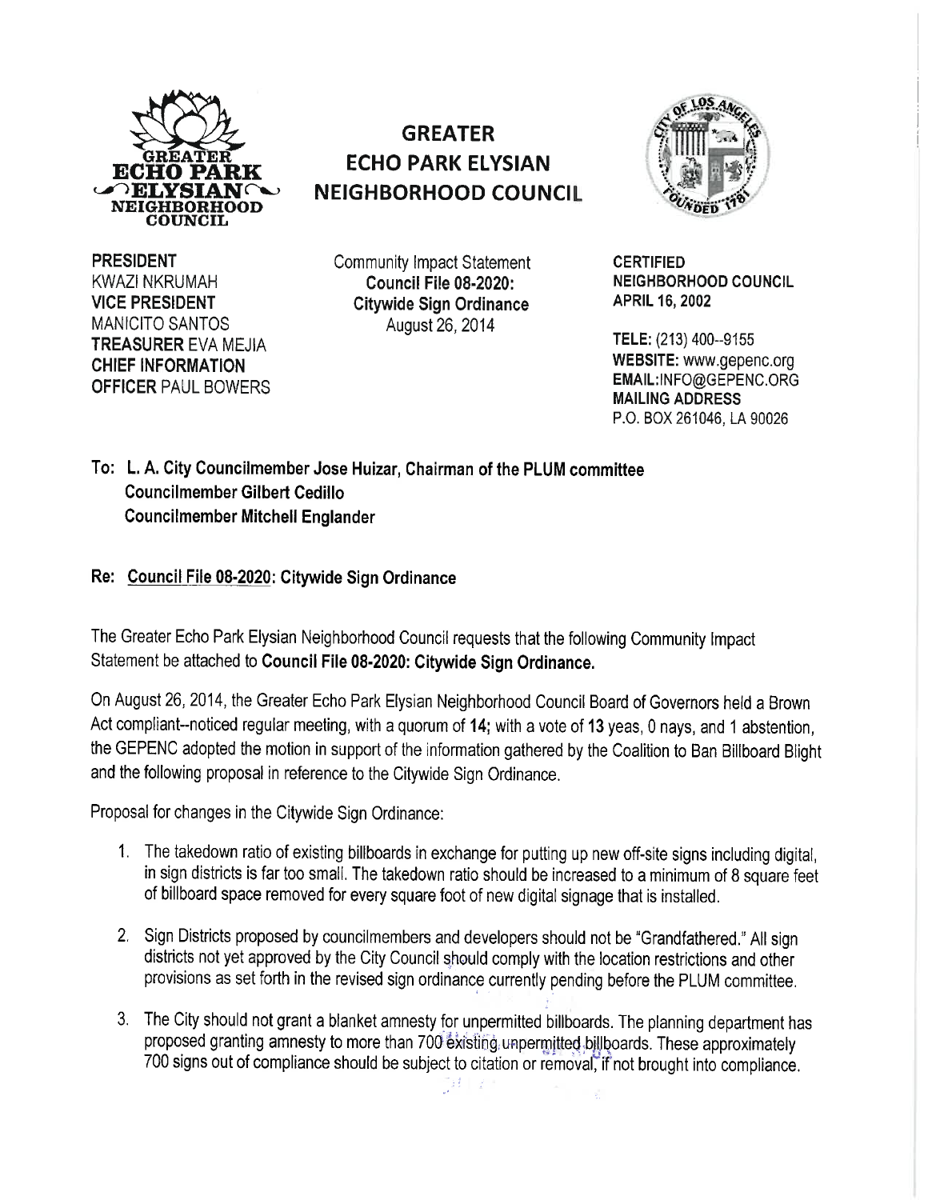# GREATER ECHO PARK ELYSIAN NEIGHBORHOOD COUNCIL

**PRESIDENT** KWAZI NKRUMAH
**VICE PRESIDENT** MANICITO SANTOS
**TREASURER** EVA MEJIA
**CHIEF INFORMATION OFFICER** PAUL BOWERS

Community Impact Statement
**Council File 08-2020: Citywide Sign Ordinance**
August 26, 2014

**CERTIFIED NEIGHBORHOOD COUNCIL APRIL 16, 2002**

**TELE:** (213) 400--9155
**WEBSITE:** www.gepenc.org
**EMAIL:** INFO@GEPENC.ORG
**MAILING ADDRESS**
P.O. BOX 261046, LA 90026

**To: L. A. City Councilmember Jose Huizar, Chairman of the PLUM committee**
**Councilmember Gilbert Cedillo**
**Councilmember Mitchell Englander**

**Re: Council File 08-2020: Citywide Sign Ordinance**

The Greater Echo Park Elysian Neighborhood Council requests that the following Community Impact Statement be attached to **Council File 08-2020: Citywide Sign Ordinance.**

On August 26, 2014, the Greater Echo Park Elysian Neighborhood Council Board of Governors held a Brown Act compliant--noticed regular meeting, with a quorum of **14**; with a vote of **13** yeas, 0 nays, and 1 abstention, the GEPENC adopted the motion in support of the information gathered by the Coalition to Ban Billboard Blight and the following proposal in reference to the Citywide Sign Ordinance.

Proposal for changes in the Citywide Sign Ordinance:

1. The takedown ratio of existing billboards in exchange for putting up new off-site signs including digital, in sign districts is far too small. The takedown ratio should be increased to a minimum of 8 square feet of billboard space removed for every square foot of new digital signage that is installed.

2. Sign Districts proposed by councilmembers and developers should not be "Grandfathered." All sign districts not yet approved by the City Council should comply with the location restrictions and other provisions as set forth in the revised sign ordinance currently pending before the PLUM committee.

3. The City should not grant a blanket amnesty for unpermitted billboards. The planning department has proposed granting amnesty to more than 700 existing unpermitted billboards. These approximately 700 signs out of compliance should be subject to citation or removal, if not brought into compliance.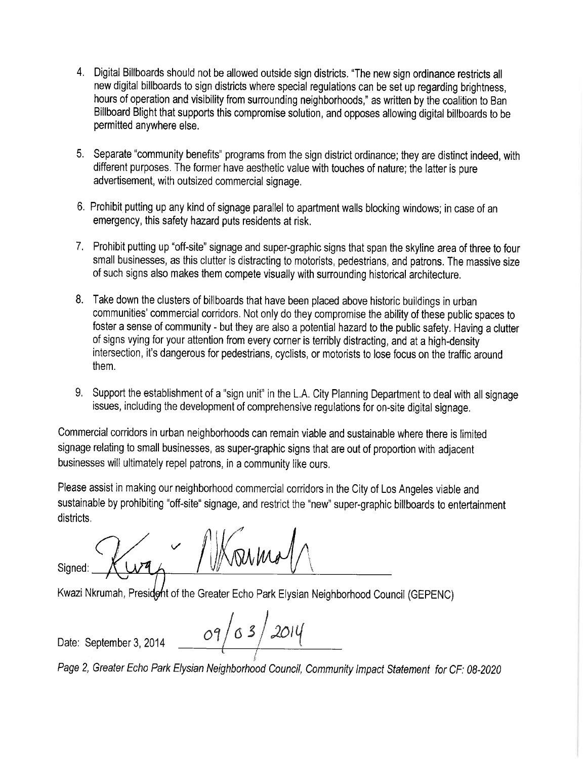4. Digital Billboards should not be allowed outside sign districts. "The new sign ordinance restricts all new digital billboards to sign districts where special regulations can be set up regarding brightness, hours of operation and visibility from surrounding neighborhoods," as written by the coalition to Ban Billboard Blight that supports this compromise solution, and opposes allowing digital billboards to be permitted anywhere else.

5. Separate "community benefits" programs from the sign district ordinance; they are distinct indeed, with different purposes. The former have aesthetic value with touches of nature; the latter is pure advertisement, with outsized commercial signage.

6. Prohibit putting up any kind of signage parallel to apartment walls blocking windows; in case of an emergency, this safety hazard puts residents at risk.

7. Prohibit putting up "off-site" signage and super-graphic signs that span the skyline area of three to four small businesses, as this clutter is distracting to motorists, pedestrians, and patrons. The massive size of such signs also makes them compete visually with surrounding historical architecture.

8. Take down the clusters of billboards that have been placed above historic buildings in urban communities' commercial corridors. Not only do they compromise the ability of these public spaces to foster a sense of community - but they are also a potential hazard to the public safety. Having a clutter of signs vying for your attention from every corner is terribly distracting, and at a high-density intersection, it's dangerous for pedestrians, cyclists, or motorists to lose focus on the traffic around them.

9. Support the establishment of a "sign unit" in the L.A. City Planning Department to deal with all signage issues, including the development of comprehensive regulations for on-site digital signage.

Commercial corridors in urban neighborhoods can remain viable and sustainable where there is limited signage relating to small businesses, as super-graphic signs that are out of proportion with adjacent businesses will ultimately repel patrons, in a community like ours.

Please assist in making our neighborhood commercial corridors in the City of Los Angeles viable and sustainable by prohibiting "off-site" signage, and restrict the "new" super-graphic billboards to entertainment districts.

Signed: Kwazi Nkrumah

Kwazi Nkrumah, President of the Greater Echo Park Elysian Neighborhood Council (GEPENC)

Date: September 3, 2014 09/03/2014